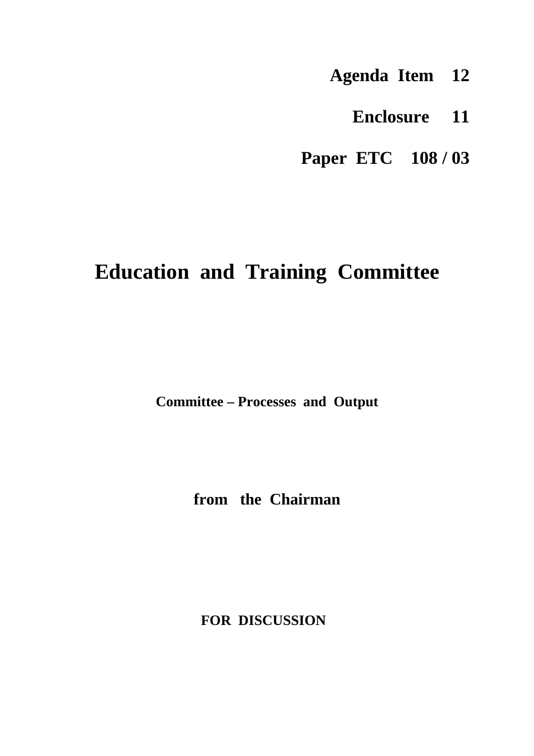**Agenda Item 12**

**Enclosure 11**

**Paper ETC 108 / 03**

# Education and Training Committee

**Committee – Processes and Output**

**from the Chairman**

**FOR DISCUSSION**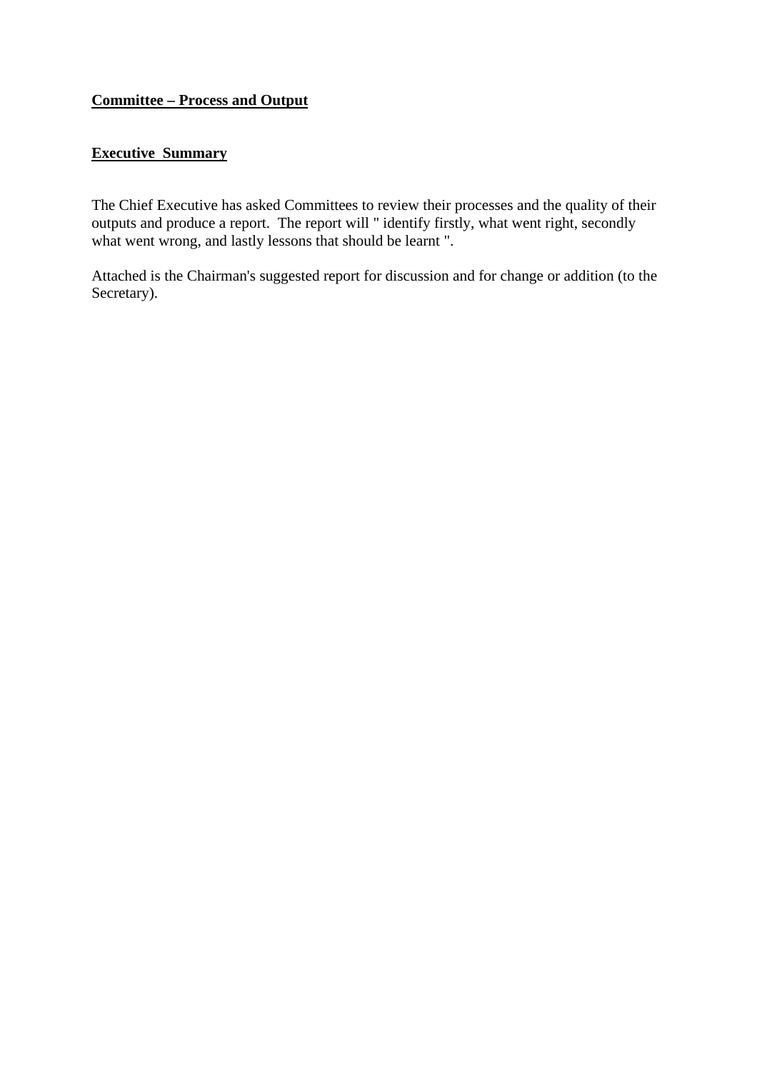**Committee – Process and Output**

**Executive Summary**

The Chief Executive has asked Committees to review their processes and the quality of their outputs and produce a report. The report will " identify firstly, what went right, secondly what went wrong, and lastly lessons that should be learnt ".

Attached is the Chairman's suggested report for discussion and for change or addition (to the Secretary).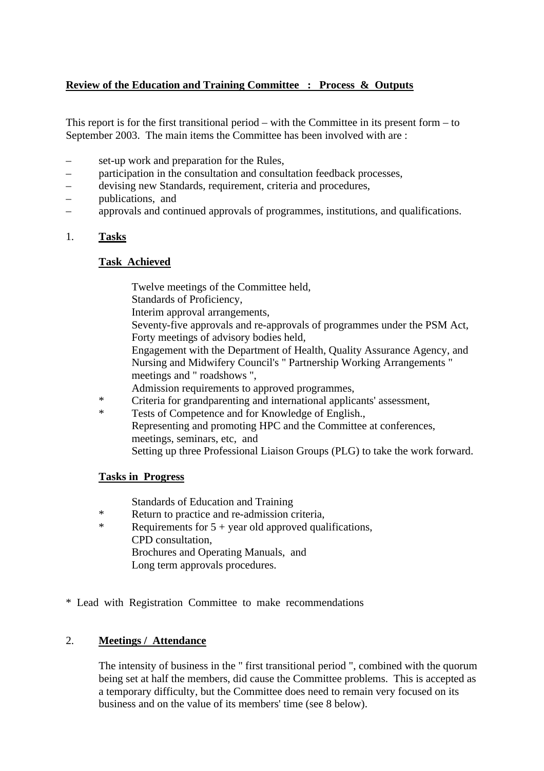**Review of the Education and Training Committee : Process & Outputs**

This report is for the first transitional period – with the Committee in its present form – to September 2003. The main items the Committee has been involved with are :

- set-up work and preparation for the Rules,
- participation in the consultation and consultation feedback processes,
- devising new Standards, requirement, criteria and procedures,
- publications, and
- approvals and continued approvals of programmes, institutions, and qualifications.

1. **Tasks**

   **Task Achieved**

   Twelve meetings of the Committee held,
   Standards of Proficiency,
   Interim approval arrangements,
   Seventy-five approvals and re-approvals of programmes under the PSM Act,
   Forty meetings of advisory bodies held,
   Engagement with the Department of Health, Quality Assurance Agency, and Nursing and Midwifery Council's " Partnership Working Arrangements " meetings and " roadshows ",
   Admission requirements to approved programmes,
   \* Criteria for grandparenting and international applicants' assessment,
   \* Tests of Competence and for Knowledge of English.,
   Representing and promoting HPC and the Committee at conferences, meetings, seminars, etc, and
   Setting up three Professional Liaison Groups (PLG) to take the work forward.

   **Tasks in Progress**

   Standards of Education and Training
   \* Return to practice and re-admission criteria,
   \* Requirements for 5 + year old approved qualifications,
   CPD consultation,
   Brochures and Operating Manuals, and
   Long term approvals procedures.

\* Lead with Registration Committee to make recommendations

2. **Meetings / Attendance**

   The intensity of business in the " first transitional period ", combined with the quorum being set at half the members, did cause the Committee problems. This is accepted as a temporary difficulty, but the Committee does need to remain very focused on its business and on the value of its members' time (see 8 below).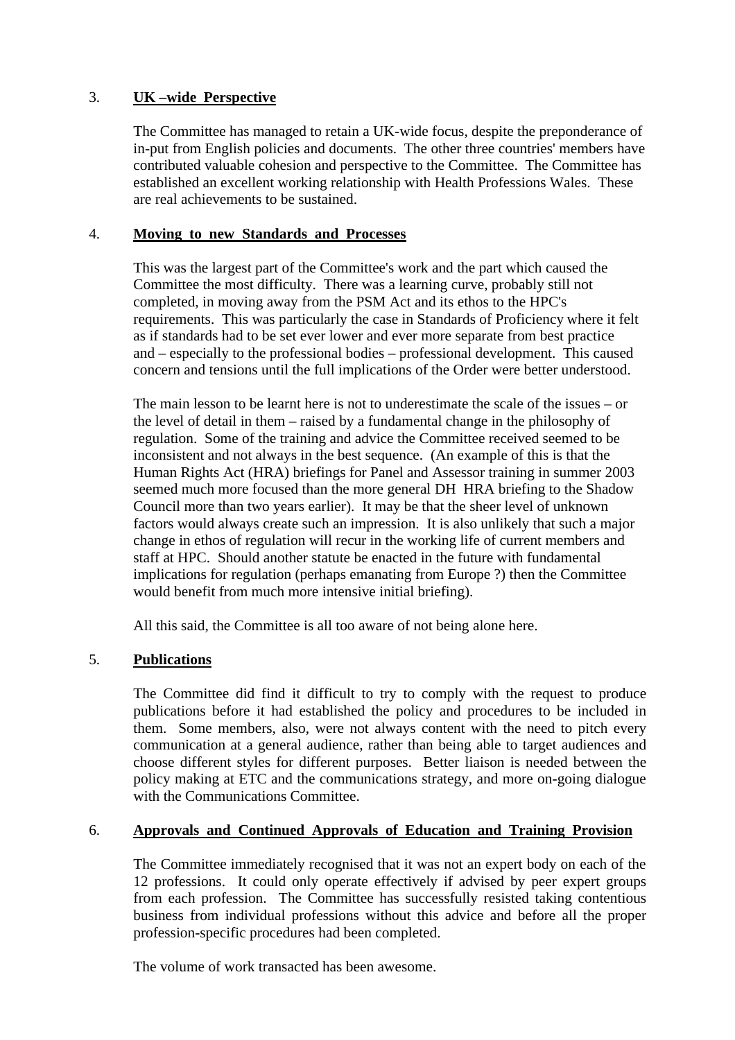3. **UK –wide Perspective**

The Committee has managed to retain a UK-wide focus, despite the preponderance of in-put from English policies and documents. The other three countries' members have contributed valuable cohesion and perspective to the Committee. The Committee has established an excellent working relationship with Health Professions Wales. These are real achievements to be sustained.

4. **Moving to new Standards and Processes**

This was the largest part of the Committee's work and the part which caused the Committee the most difficulty. There was a learning curve, probably still not completed, in moving away from the PSM Act and its ethos to the HPC's requirements. This was particularly the case in Standards of Proficiency where it felt as if standards had to be set ever lower and ever more separate from best practice and – especially to the professional bodies – professional development. This caused concern and tensions until the full implications of the Order were better understood.

The main lesson to be learnt here is not to underestimate the scale of the issues – or the level of detail in them – raised by a fundamental change in the philosophy of regulation. Some of the training and advice the Committee received seemed to be inconsistent and not always in the best sequence. (An example of this is that the Human Rights Act (HRA) briefings for Panel and Assessor training in summer 2003 seemed much more focused than the more general DH HRA briefing to the Shadow Council more than two years earlier). It may be that the sheer level of unknown factors would always create such an impression. It is also unlikely that such a major change in ethos of regulation will recur in the working life of current members and staff at HPC. Should another statute be enacted in the future with fundamental implications for regulation (perhaps emanating from Europe ?) then the Committee would benefit from much more intensive initial briefing).

All this said, the Committee is all too aware of not being alone here.

5. **Publications**

The Committee did find it difficult to try to comply with the request to produce publications before it had established the policy and procedures to be included in them. Some members, also, were not always content with the need to pitch every communication at a general audience, rather than being able to target audiences and choose different styles for different purposes. Better liaison is needed between the policy making at ETC and the communications strategy, and more on-going dialogue with the Communications Committee.

6. **Approvals and Continued Approvals of Education and Training Provision**

The Committee immediately recognised that it was not an expert body on each of the 12 professions. It could only operate effectively if advised by peer expert groups from each profession. The Committee has successfully resisted taking contentious business from individual professions without this advice and before all the proper profession-specific procedures had been completed.

The volume of work transacted has been awesome.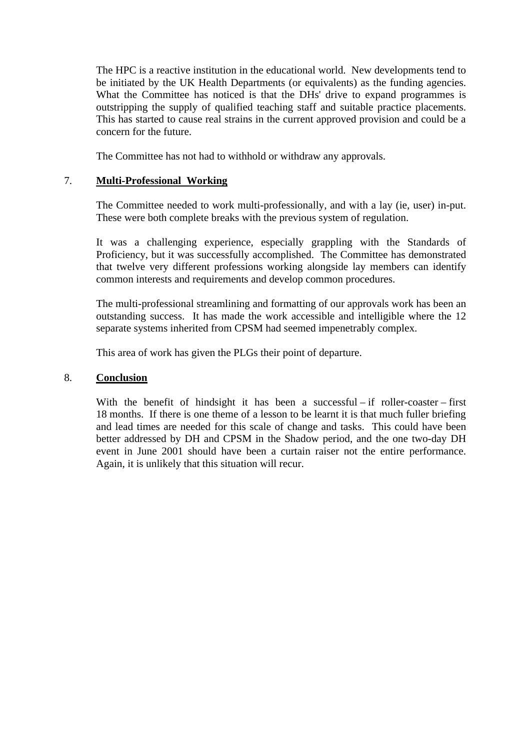The HPC is a reactive institution in the educational world. New developments tend to be initiated by the UK Health Departments (or equivalents) as the funding agencies. What the Committee has noticed is that the DHs' drive to expand programmes is outstripping the supply of qualified teaching staff and suitable practice placements. This has started to cause real strains in the current approved provision and could be a concern for the future.

The Committee has not had to withhold or withdraw any approvals.

## 7. **Multi-Professional Working**

The Committee needed to work multi-professionally, and with a lay (ie, user) in-put. These were both complete breaks with the previous system of regulation.

It was a challenging experience, especially grappling with the Standards of Proficiency, but it was successfully accomplished. The Committee has demonstrated that twelve very different professions working alongside lay members can identify common interests and requirements and develop common procedures.

The multi-professional streamlining and formatting of our approvals work has been an outstanding success. It has made the work accessible and intelligible where the 12 separate systems inherited from CPSM had seemed impenetrably complex.

This area of work has given the PLGs their point of departure.

## 8. **Conclusion**

With the benefit of hindsight it has been a successful – if roller-coaster – first 18 months. If there is one theme of a lesson to be learnt it is that much fuller briefing and lead times are needed for this scale of change and tasks. This could have been better addressed by DH and CPSM in the Shadow period, and the one two-day DH event in June 2001 should have been a curtain raiser not the entire performance. Again, it is unlikely that this situation will recur.